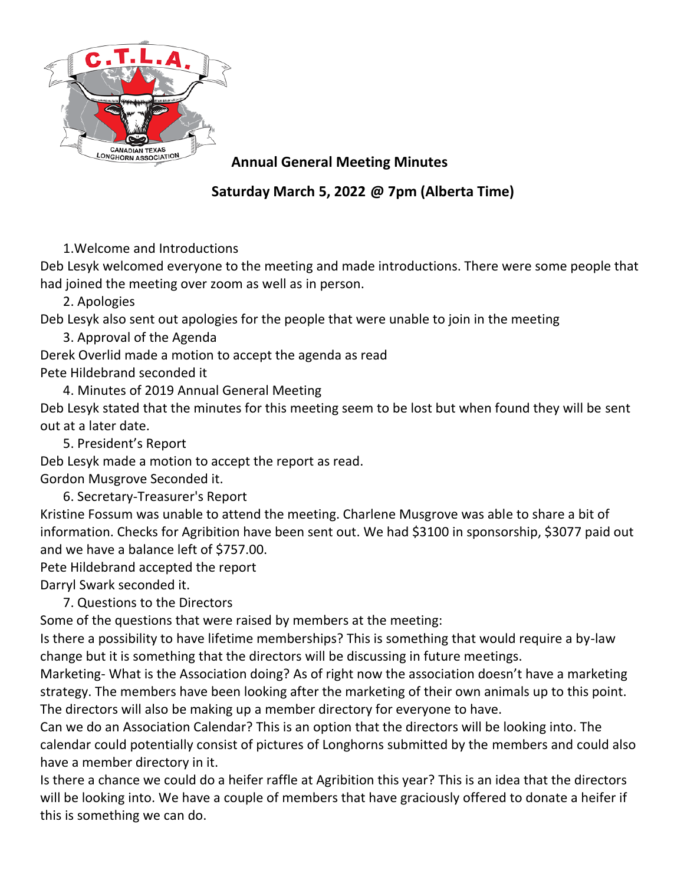# Annual General Meeting Minutes

## Saturday March 5, 2022 @ 7pm (Alberta Time)

1.Welcome and Introductions

Deb Lesyk welcomed everyone to the meeting and made introductions. There were some people that had joined the meeting over zoom as well as in person.

2. Apologies

Deb Lesyk also sent out apologies for the people that were unable to join in the meeting

3. Approval of the Agenda

Derek Overlid made a motion to accept the agenda as read
Pete Hildebrand seconded it

4. Minutes of 2019 Annual General Meeting

Deb Lesyk stated that the minutes for this meeting seem to be lost but when found they will be sent out at a later date.

5. President's Report

Deb Lesyk made a motion to accept the report as read.
Gordon Musgrove Seconded it.

6. Secretary-Treasurer's Report

Kristine Fossum was unable to attend the meeting. Charlene Musgrove was able to share a bit of information. Checks for Agribition have been sent out. We had $3100 in sponsorship, $3077 paid out and we have a balance left of $757.00.
Pete Hildebrand accepted the report
Darryl Swark seconded it.

7. Questions to the Directors

Some of the questions that were raised by members at the meeting:

Is there a possibility to have lifetime memberships? This is something that would require a by-law change but it is something that the directors will be discussing in future meetings.

Marketing- What is the Association doing? As of right now the association doesn't have a marketing strategy. The members have been looking after the marketing of their own animals up to this point. The directors will also be making up a member directory for everyone to have.

Can we do an Association Calendar? This is an option that the directors will be looking into. The calendar could potentially consist of pictures of Longhorns submitted by the members and could also have a member directory in it.

Is there a chance we could do a heifer raffle at Agribition this year? This is an idea that the directors will be looking into. We have a couple of members that have graciously offered to donate a heifer if this is something we can do.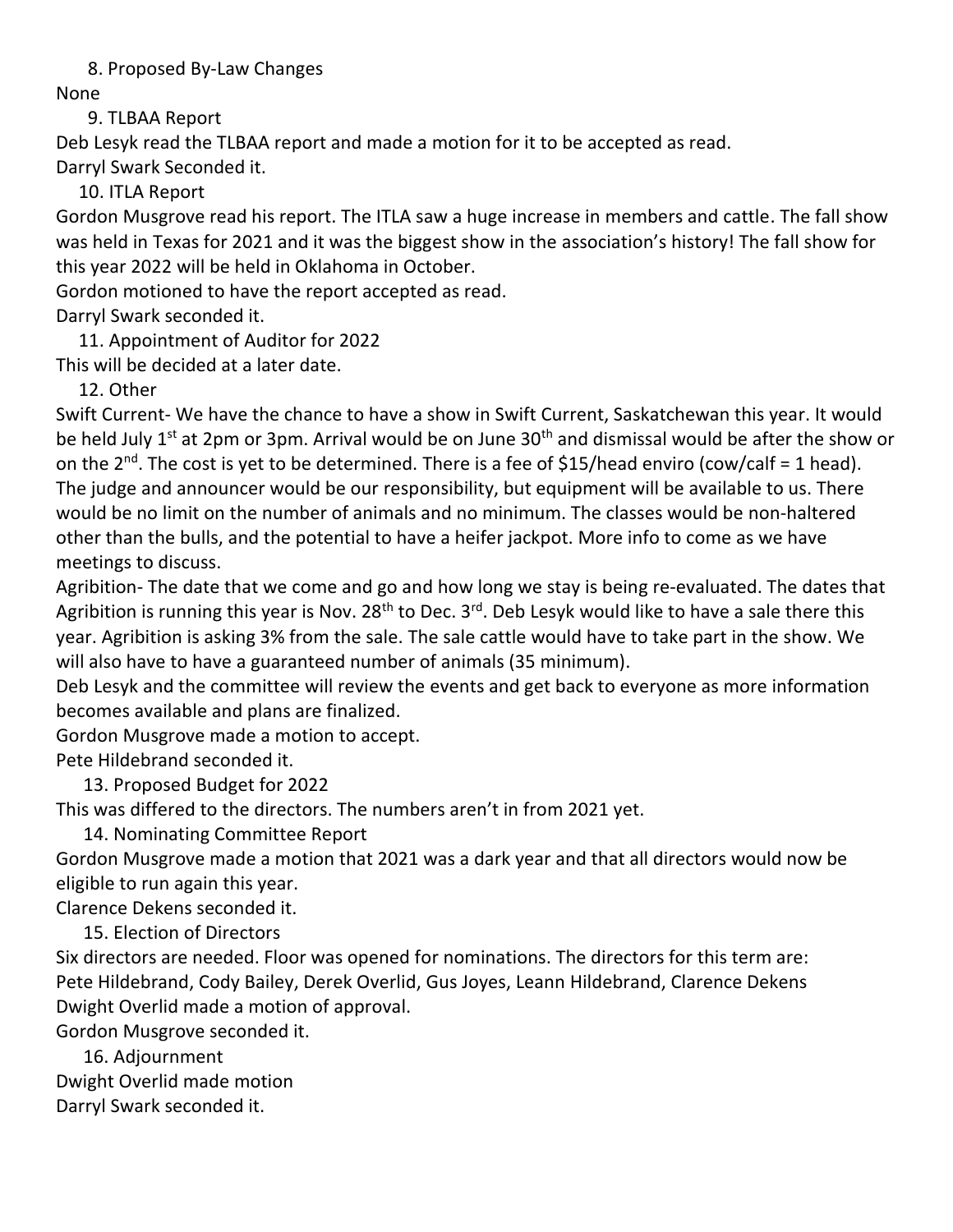8. Proposed By-Law Changes

None

9. TLBAA Report

Deb Lesyk read the TLBAA report and made a motion for it to be accepted as read.
Darryl Swark Seconded it.

10. ITLA Report

Gordon Musgrove read his report. The ITLA saw a huge increase in members and cattle. The fall show was held in Texas for 2021 and it was the biggest show in the association's history! The fall show for this year 2022 will be held in Oklahoma in October.
Gordon motioned to have the report accepted as read.
Darryl Swark seconded it.

11. Appointment of Auditor for 2022

This will be decided at a later date.

12. Other

Swift Current- We have the chance to have a show in Swift Current, Saskatchewan this year. It would be held July 1st at 2pm or 3pm. Arrival would be on June 30th and dismissal would be after the show or on the 2nd. The cost is yet to be determined. There is a fee of $15/head enviro (cow/calf = 1 head). The judge and announcer would be our responsibility, but equipment will be available to us. There would be no limit on the number of animals and no minimum. The classes would be non-haltered other than the bulls, and the potential to have a heifer jackpot. More info to come as we have meetings to discuss.

Agribition- The date that we come and go and how long we stay is being re-evaluated. The dates that Agribition is running this year is Nov. 28th to Dec. 3rd. Deb Lesyk would like to have a sale there this year. Agribition is asking 3% from the sale. The sale cattle would have to take part in the show. We will also have to have a guaranteed number of animals (35 minimum).

Deb Lesyk and the committee will review the events and get back to everyone as more information becomes available and plans are finalized.
Gordon Musgrove made a motion to accept.
Pete Hildebrand seconded it.

13. Proposed Budget for 2022

This was differed to the directors. The numbers aren't in from 2021 yet.

14. Nominating Committee Report

Gordon Musgrove made a motion that 2021 was a dark year and that all directors would now be eligible to run again this year.
Clarence Dekens seconded it.

15. Election of Directors

Six directors are needed. Floor was opened for nominations. The directors for this term are:
Pete Hildebrand, Cody Bailey, Derek Overlid, Gus Joyes, Leann Hildebrand, Clarence Dekens
Dwight Overlid made a motion of approval.
Gordon Musgrove seconded it.

16. Adjournment

Dwight Overlid made motion
Darryl Swark seconded it.